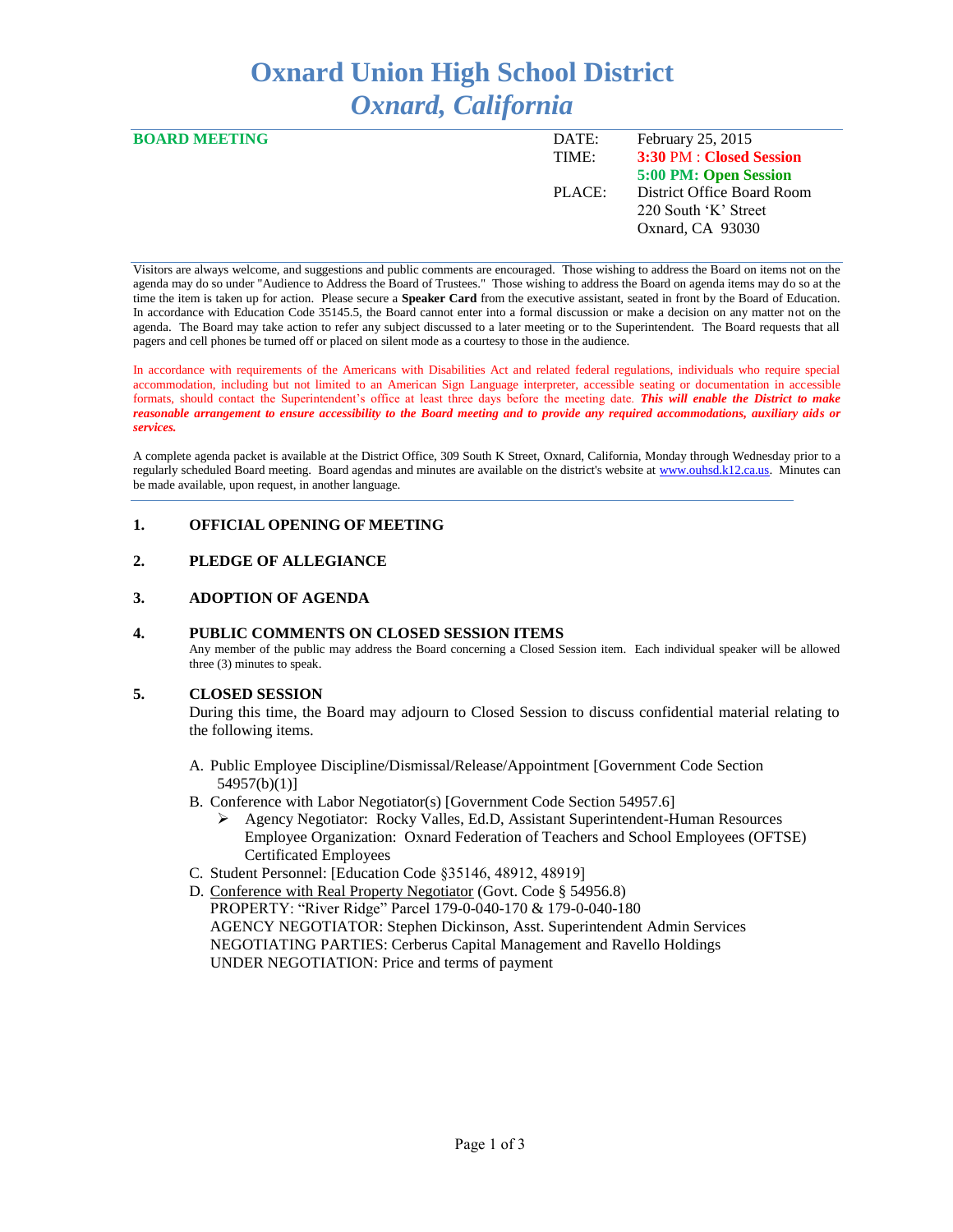# Oxnard Union High School District
## *Oxnard, California*

| **BOARD MEETING** | DATE: | February 25, 2015 |
|---|---|---|
| | TIME: | **3:30** PM : **Closed Session** |
| | | **5:00 PM: Open Session** |
| | PLACE: | District Office Board Room |
| | | 220 South 'K' Street |
| | | Oxnard, CA 93030 |

Visitors are always welcome, and suggestions and public comments are encouraged. Those wishing to address the Board on items not on the agenda may do so under "Audience to Address the Board of Trustees." Those wishing to address the Board on agenda items may do so at the time the item is taken up for action. Please secure a **Speaker Card** from the executive assistant, seated in front by the Board of Education. In accordance with Education Code 35145.5, the Board cannot enter into a formal discussion or make a decision on any matter not on the agenda. The Board may take action to refer any subject discussed to a later meeting or to the Superintendent. The Board requests that all pagers and cell phones be turned off or placed on silent mode as a courtesy to those in the audience.

In accordance with requirements of the Americans with Disabilities Act and related federal regulations, individuals who require special accommodation, including but not limited to an American Sign Language interpreter, accessible seating or documentation in accessible formats, should contact the Superintendent's office at least three days before the meeting date. ***This will enable the District to make reasonable arrangement to ensure accessibility to the Board meeting and to provide any required accommodations, auxiliary aids or services.***

A complete agenda packet is available at the District Office, 309 South K Street, Oxnard, California, Monday through Wednesday prior to a regularly scheduled Board meeting. Board agendas and minutes are available on the district's website at www.ouhsd.k12.ca.us. Minutes can be made available, upon request, in another language.

**1. OFFICIAL OPENING OF MEETING**

**2. PLEDGE OF ALLEGIANCE**

**3. ADOPTION OF AGENDA**

**4. PUBLIC COMMENTS ON CLOSED SESSION ITEMS**

Any member of the public may address the Board concerning a Closed Session item. Each individual speaker will be allowed three (3) minutes to speak.

**5. CLOSED SESSION**

During this time, the Board may adjourn to Closed Session to discuss confidential material relating to the following items.

A. Public Employee Discipline/Dismissal/Release/Appointment [Government Code Section 54957(b)(1)]

B. Conference with Labor Negotiator(s) [Government Code Section 54957.6]
   - Agency Negotiator: Rocky Valles, Ed.D, Assistant Superintendent-Human Resources
     Employee Organization: Oxnard Federation of Teachers and School Employees (OFTSE)
     Certificated Employees

C. Student Personnel: [Education Code §35146, 48912, 48919]

D. Conference with Real Property Negotiator (Govt. Code § 54956.8)
   PROPERTY: "River Ridge" Parcel 179-0-040-170 & 179-0-040-180
   AGENCY NEGOTIATOR: Stephen Dickinson, Asst. Superintendent Admin Services
   NEGOTIATING PARTIES: Cerberus Capital Management and Ravello Holdings
   UNDER NEGOTIATION: Price and terms of payment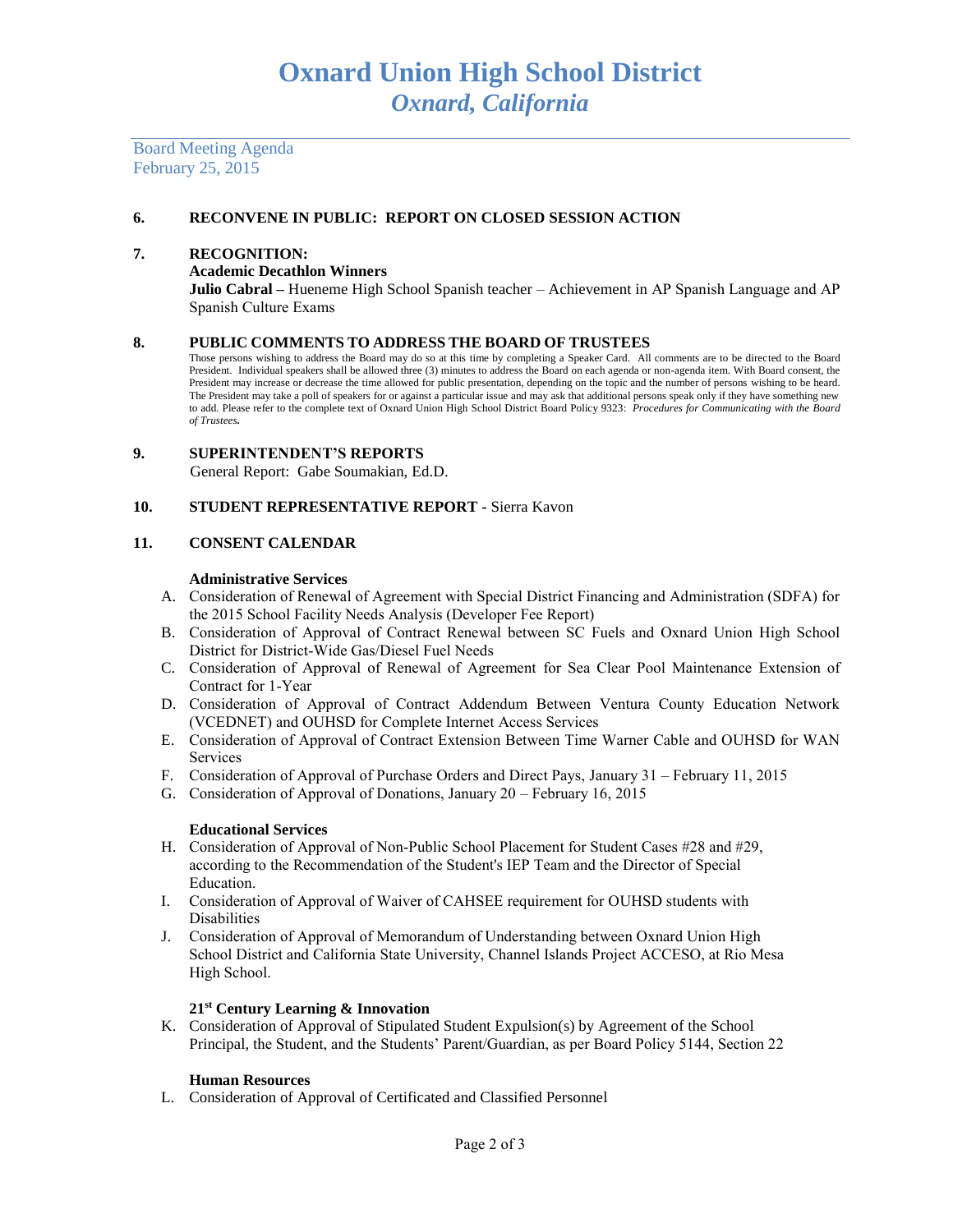# Oxnard Union High School District
## *Oxnard, California*

Board Meeting Agenda
February 25, 2015

**6. RECONVENE IN PUBLIC: REPORT ON CLOSED SESSION ACTION**

**7. RECOGNITION:**

**Academic Decathlon Winners**

**Julio Cabral –** Hueneme High School Spanish teacher – Achievement in AP Spanish Language and AP Spanish Culture Exams

**8. PUBLIC COMMENTS TO ADDRESS THE BOARD OF TRUSTEES**

Those persons wishing to address the Board may do so at this time by completing a Speaker Card. All comments are to be directed to the Board President. Individual speakers shall be allowed three (3) minutes to address the Board on each agenda or non-agenda item. With Board consent, the President may increase or decrease the time allowed for public presentation, depending on the topic and the number of persons wishing to be heard. The President may take a poll of speakers for or against a particular issue and may ask that additional persons speak only if they have something new to add. Please refer to the complete text of Oxnard Union High School District Board Policy 9323: *Procedures for Communicating with the Board of Trustees.*

**9. SUPERINTENDENT'S REPORTS**

General Report: Gabe Soumakian, Ed.D.

**10. STUDENT REPRESENTATIVE REPORT -** Sierra Kavon

**11. CONSENT CALENDAR**

**Administrative Services**

A. Consideration of Renewal of Agreement with Special District Financing and Administration (SDFA) for the 2015 School Facility Needs Analysis (Developer Fee Report)
B. Consideration of Approval of Contract Renewal between SC Fuels and Oxnard Union High School District for District-Wide Gas/Diesel Fuel Needs
C. Consideration of Approval of Renewal of Agreement for Sea Clear Pool Maintenance Extension of Contract for 1-Year
D. Consideration of Approval of Contract Addendum Between Ventura County Education Network (VCEDNET) and OUHSD for Complete Internet Access Services
E. Consideration of Approval of Contract Extension Between Time Warner Cable and OUHSD for WAN Services
F. Consideration of Approval of Purchase Orders and Direct Pays, January 31 – February 11, 2015
G. Consideration of Approval of Donations, January 20 – February 16, 2015

**Educational Services**

H. Consideration of Approval of Non-Public School Placement for Student Cases #28 and #29, according to the Recommendation of the Student's IEP Team and the Director of Special Education.
I. Consideration of Approval of Waiver of CAHSEE requirement for OUHSD students with Disabilities
J. Consideration of Approval of Memorandum of Understanding between Oxnard Union High School District and California State University, Channel Islands Project ACCESO, at Rio Mesa High School.

**21st Century Learning & Innovation**

K. Consideration of Approval of Stipulated Student Expulsion(s) by Agreement of the School Principal, the Student, and the Students' Parent/Guardian, as per Board Policy 5144, Section 22

**Human Resources**

L. Consideration of Approval of Certificated and Classified Personnel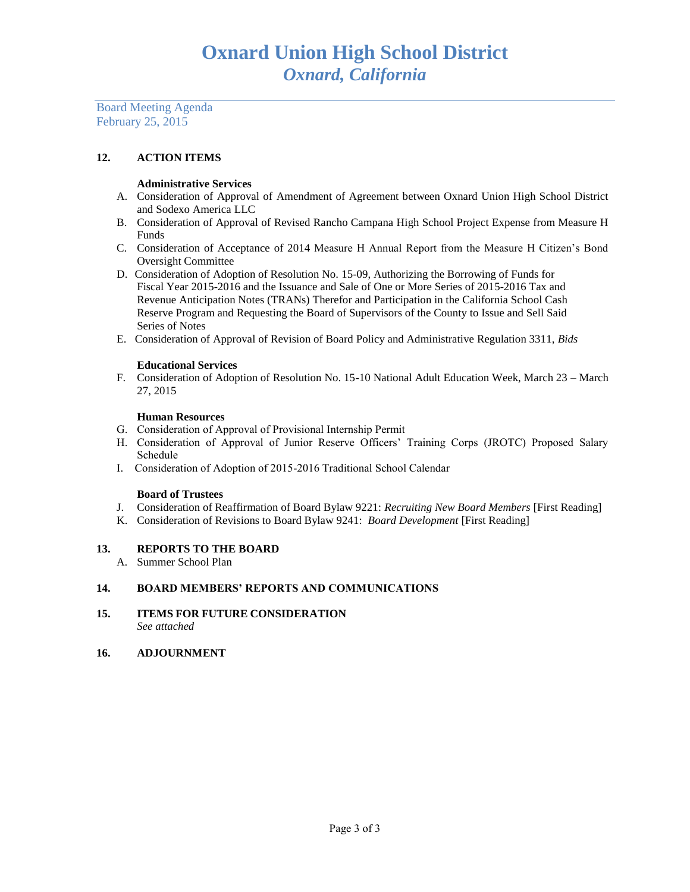# Oxnard Union High School District
## *Oxnard, California*

Board Meeting Agenda
February 25, 2015

**12. ACTION ITEMS**

**Administrative Services**

A. Consideration of Approval of Amendment of Agreement between Oxnard Union High School District and Sodexo America LLC
B. Consideration of Approval of Revised Rancho Campana High School Project Expense from Measure H Funds
C. Consideration of Acceptance of 2014 Measure H Annual Report from the Measure H Citizen's Bond Oversight Committee
D. Consideration of Adoption of Resolution No. 15-09, Authorizing the Borrowing of Funds for Fiscal Year 2015-2016 and the Issuance and Sale of One or More Series of 2015-2016 Tax and Revenue Anticipation Notes (TRANs) Therefor and Participation in the California School Cash Reserve Program and Requesting the Board of Supervisors of the County to Issue and Sell Said Series of Notes
E. Consideration of Approval of Revision of Board Policy and Administrative Regulation 3311, *Bids*

**Educational Services**

F. Consideration of Adoption of Resolution No. 15-10 National Adult Education Week, March 23 – March 27, 2015

**Human Resources**

G. Consideration of Approval of Provisional Internship Permit
H. Consideration of Approval of Junior Reserve Officers' Training Corps (JROTC) Proposed Salary Schedule
I. Consideration of Adoption of 2015-2016 Traditional School Calendar

**Board of Trustees**

J. Consideration of Reaffirmation of Board Bylaw 9221: *Recruiting New Board Members* [First Reading]
K. Consideration of Revisions to Board Bylaw 9241: *Board Development* [First Reading]

**13. REPORTS TO THE BOARD**

A. Summer School Plan

**14. BOARD MEMBERS' REPORTS AND COMMUNICATIONS**

**15. ITEMS FOR FUTURE CONSIDERATION**
*See attached*

**16. ADJOURNMENT**